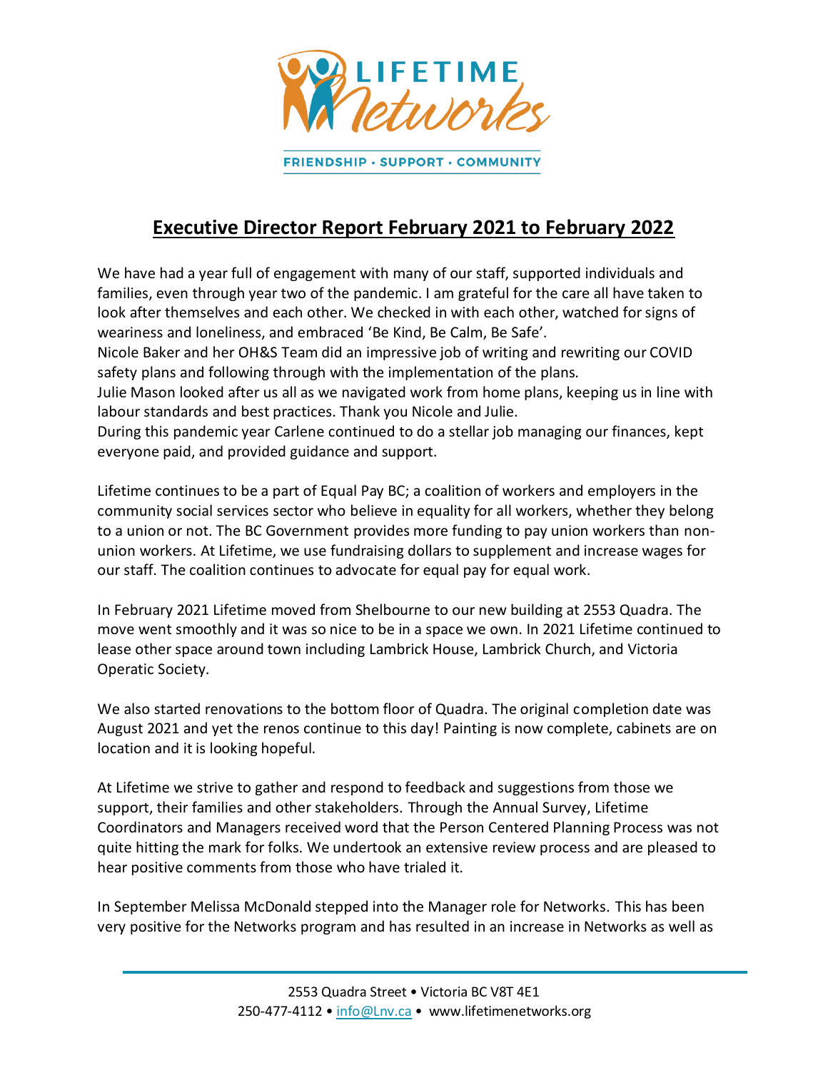LIFETIME Networks

FRIENDSHIP · SUPPORT · COMMUNITY

# Executive Director Report February 2021 to February 2022

We have had a year full of engagement with many of our staff, supported individuals and families, even through year two of the pandemic. I am grateful for the care all have taken to look after themselves and each other. We checked in with each other, watched for signs of weariness and loneliness, and embraced 'Be Kind, Be Calm, Be Safe'.
Nicole Baker and her OH&S Team did an impressive job of writing and rewriting our COVID safety plans and following through with the implementation of the plans.
Julie Mason looked after us all as we navigated work from home plans, keeping us in line with labour standards and best practices. Thank you Nicole and Julie.
During this pandemic year Carlene continued to do a stellar job managing our finances, kept everyone paid, and provided guidance and support.

Lifetime continues to be a part of Equal Pay BC; a coalition of workers and employers in the community social services sector who believe in equality for all workers, whether they belong to a union or not. The BC Government provides more funding to pay union workers than non-union workers. At Lifetime, we use fundraising dollars to supplement and increase wages for our staff. The coalition continues to advocate for equal pay for equal work.

In February 2021 Lifetime moved from Shelbourne to our new building at 2553 Quadra. The move went smoothly and it was so nice to be in a space we own. In 2021 Lifetime continued to lease other space around town including Lambrick House, Lambrick Church, and Victoria Operatic Society.

We also started renovations to the bottom floor of Quadra. The original completion date was August 2021 and yet the renos continue to this day! Painting is now complete, cabinets are on location and it is looking hopeful.

At Lifetime we strive to gather and respond to feedback and suggestions from those we support, their families and other stakeholders. Through the Annual Survey, Lifetime Coordinators and Managers received word that the Person Centered Planning Process was not quite hitting the mark for folks. We undertook an extensive review process and are pleased to hear positive comments from those who have trialed it.

In September Melissa McDonald stepped into the Manager role for Networks. This has been very positive for the Networks program and has resulted in an increase in Networks as well as

2553 Quadra Street • Victoria BC V8T 4E1
250-477-4112 • info@Lnv.ca • www.lifetimenetworks.org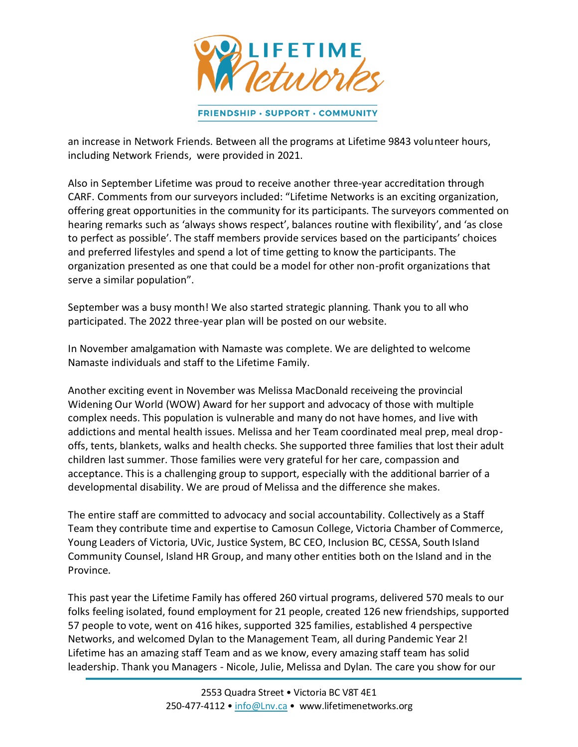an increase in Network Friends. Between all the programs at Lifetime 9843 volunteer hours, including Network Friends, were provided in 2021.

Also in September Lifetime was proud to receive another three-year accreditation through CARF. Comments from our surveyors included: "Lifetime Networks is an exciting organization, offering great opportunities in the community for its participants. The surveyors commented on hearing remarks such as 'always shows respect', balances routine with flexibility', and 'as close to perfect as possible'. The staff members provide services based on the participants' choices and preferred lifestyles and spend a lot of time getting to know the participants. The organization presented as one that could be a model for other non-profit organizations that serve a similar population".

September was a busy month! We also started strategic planning. Thank you to all who participated. The 2022 three-year plan will be posted on our website.

In November amalgamation with Namaste was complete. We are delighted to welcome Namaste individuals and staff to the Lifetime Family.

Another exciting event in November was Melissa MacDonald receiveing the provincial Widening Our World (WOW) Award for her support and advocacy of those with multiple complex needs. This population is vulnerable and many do not have homes, and live with addictions and mental health issues. Melissa and her Team coordinated meal prep, meal drop-offs, tents, blankets, walks and health checks. She supported three families that lost their adult children last summer. Those families were very grateful for her care, compassion and acceptance. This is a challenging group to support, especially with the additional barrier of a developmental disability. We are proud of Melissa and the difference she makes.

The entire staff are committed to advocacy and social accountability. Collectively as a Staff Team they contribute time and expertise to Camosun College, Victoria Chamber of Commerce, Young Leaders of Victoria, UVic, Justice System, BC CEO, Inclusion BC, CESSA, South Island Community Counsel, Island HR Group, and many other entities both on the Island and in the Province.

This past year the Lifetime Family has offered 260 virtual programs, delivered 570 meals to our folks feeling isolated, found employment for 21 people, created 126 new friendships, supported 57 people to vote, went on 416 hikes, supported 325 families, established 4 perspective Networks, and welcomed Dylan to the Management Team, all during Pandemic Year 2! Lifetime has an amazing staff Team and as we know, every amazing staff team has solid leadership. Thank you Managers - Nicole, Julie, Melissa and Dylan. The care you show for our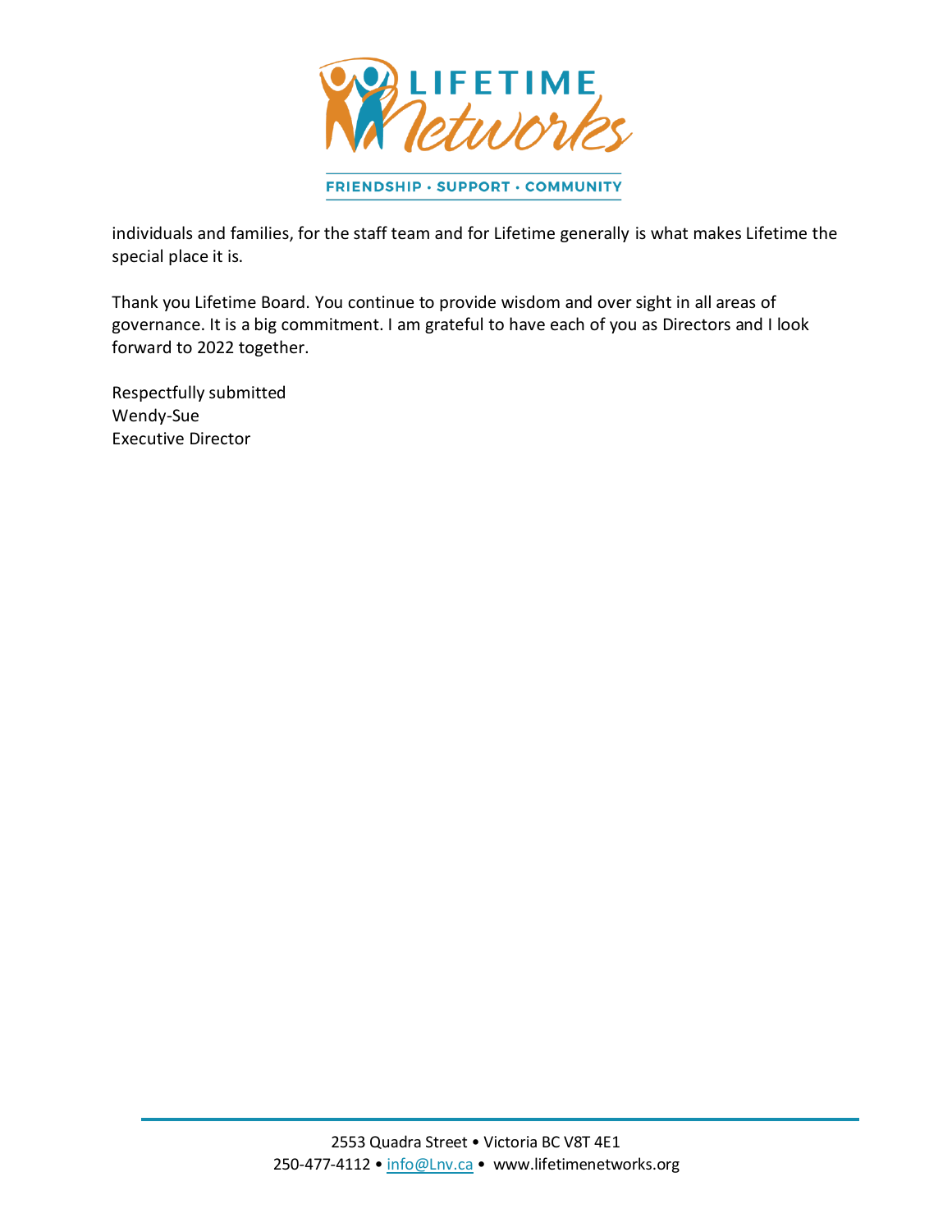individuals and families, for the staff team and for Lifetime generally is what makes Lifetime the special place it is.

Thank you Lifetime Board. You continue to provide wisdom and over sight in all areas of governance. It is a big commitment. I am grateful to have each of you as Directors and I look forward to 2022 together.

Respectfully submitted
Wendy-Sue
Executive Director